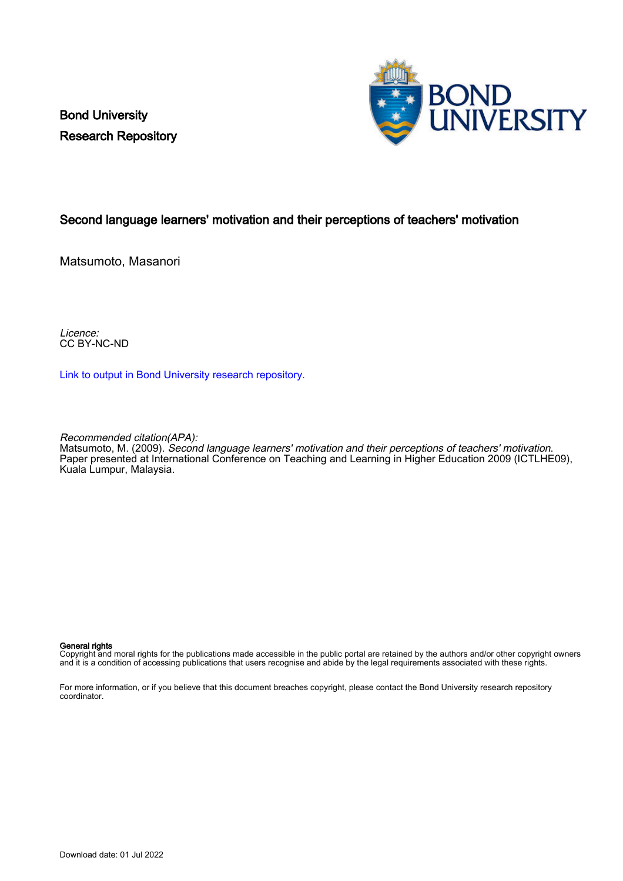Bond University
Research Repository

# Second language learners' motivation and their perceptions of teachers' motivation

Matsumoto, Masanori

*Licence:*
CC BY-NC-ND

Link to output in Bond University research repository.

*Recommended citation(APA):*
Matsumoto, M. (2009). *Second language learners' motivation and their perceptions of teachers' motivation.* Paper presented at International Conference on Teaching and Learning in Higher Education 2009 (ICTLHE09), Kuala Lumpur, Malaysia.

**General rights**
Copyright and moral rights for the publications made accessible in the public portal are retained by the authors and/or other copyright owners and it is a condition of accessing publications that users recognise and abide by the legal requirements associated with these rights.

For more information, or if you believe that this document breaches copyright, please contact the Bond University research repository coordinator.

Download date: 01 Jul 2022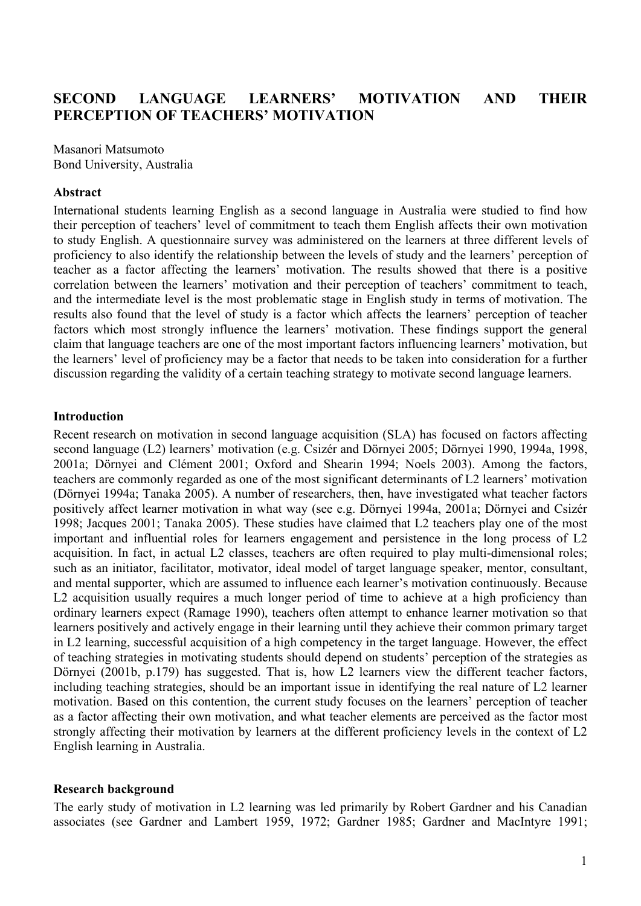# SECOND LANGUAGE LEARNERS' MOTIVATION AND THEIR PERCEPTION OF TEACHERS' MOTIVATION

Masanori Matsumoto
Bond University, Australia

### Abstract

International students learning English as a second language in Australia were studied to find how their perception of teachers' level of commitment to teach them English affects their own motivation to study English. A questionnaire survey was administered on the learners at three different levels of proficiency to also identify the relationship between the levels of study and the learners' perception of teacher as a factor affecting the learners' motivation. The results showed that there is a positive correlation between the learners' motivation and their perception of teachers' commitment to teach, and the intermediate level is the most problematic stage in English study in terms of motivation. The results also found that the level of study is a factor which affects the learners' perception of teacher factors which most strongly influence the learners' motivation. These findings support the general claim that language teachers are one of the most important factors influencing learners' motivation, but the learners' level of proficiency may be a factor that needs to be taken into consideration for a further discussion regarding the validity of a certain teaching strategy to motivate second language learners.

### Introduction

Recent research on motivation in second language acquisition (SLA) has focused on factors affecting second language (L2) learners' motivation (e.g. Csizér and Dörnyei 2005; Dörnyei 1990, 1994a, 1998, 2001a; Dörnyei and Clément 2001; Oxford and Shearin 1994; Noels 2003). Among the factors, teachers are commonly regarded as one of the most significant determinants of L2 learners' motivation (Dörnyei 1994a; Tanaka 2005). A number of researchers, then, have investigated what teacher factors positively affect learner motivation in what way (see e.g. Dörnyei 1994a, 2001a; Dörnyei and Csizér 1998; Jacques 2001; Tanaka 2005). These studies have claimed that L2 teachers play one of the most important and influential roles for learners engagement and persistence in the long process of L2 acquisition. In fact, in actual L2 classes, teachers are often required to play multi-dimensional roles; such as an initiator, facilitator, motivator, ideal model of target language speaker, mentor, consultant, and mental supporter, which are assumed to influence each learner's motivation continuously. Because L2 acquisition usually requires a much longer period of time to achieve at a high proficiency than ordinary learners expect (Ramage 1990), teachers often attempt to enhance learner motivation so that learners positively and actively engage in their learning until they achieve their common primary target in L2 learning, successful acquisition of a high competency in the target language. However, the effect of teaching strategies in motivating students should depend on students' perception of the strategies as Dörnyei (2001b, p.179) has suggested. That is, how L2 learners view the different teacher factors, including teaching strategies, should be an important issue in identifying the real nature of L2 learner motivation. Based on this contention, the current study focuses on the learners' perception of teacher as a factor affecting their own motivation, and what teacher elements are perceived as the factor most strongly affecting their motivation by learners at the different proficiency levels in the context of L2 English learning in Australia.

### Research background

The early study of motivation in L2 learning was led primarily by Robert Gardner and his Canadian associates (see Gardner and Lambert 1959, 1972; Gardner 1985; Gardner and MacIntyre 1991;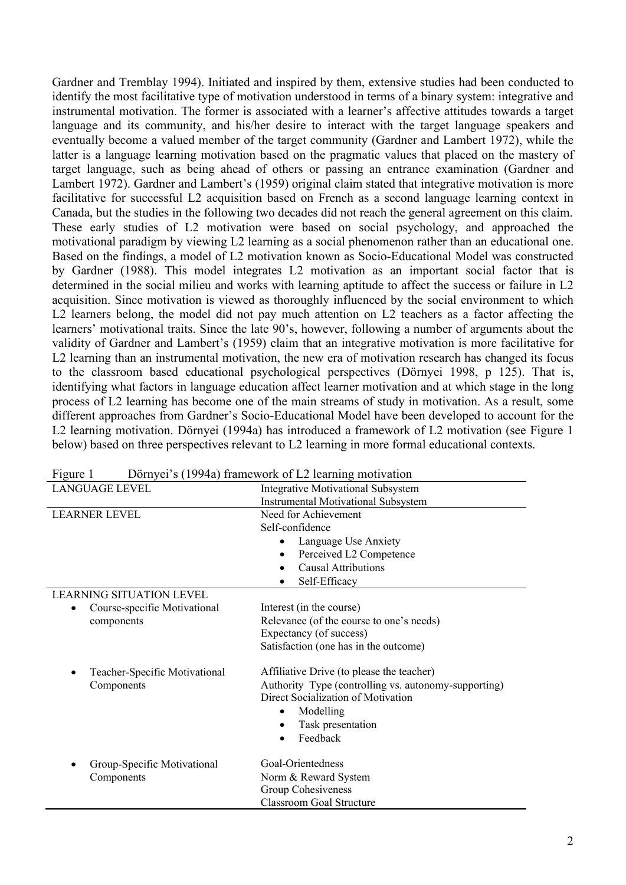Gardner and Tremblay 1994). Initiated and inspired by them, extensive studies had been conducted to identify the most facilitative type of motivation understood in terms of a binary system: integrative and instrumental motivation. The former is associated with a learner's affective attitudes towards a target language and its community, and his/her desire to interact with the target language speakers and eventually become a valued member of the target community (Gardner and Lambert 1972), while the latter is a language learning motivation based on the pragmatic values that placed on the mastery of target language, such as being ahead of others or passing an entrance examination (Gardner and Lambert 1972). Gardner and Lambert's (1959) original claim stated that integrative motivation is more facilitative for successful L2 acquisition based on French as a second language learning context in Canada, but the studies in the following two decades did not reach the general agreement on this claim. These early studies of L2 motivation were based on social psychology, and approached the motivational paradigm by viewing L2 learning as a social phenomenon rather than an educational one. Based on the findings, a model of L2 motivation known as Socio-Educational Model was constructed by Gardner (1988). This model integrates L2 motivation as an important social factor that is determined in the social milieu and works with learning aptitude to affect the success or failure in L2 acquisition. Since motivation is viewed as thoroughly influenced by the social environment to which L2 learners belong, the model did not pay much attention on L2 teachers as a factor affecting the learners' motivational traits. Since the late 90's, however, following a number of arguments about the validity of Gardner and Lambert's (1959) claim that an integrative motivation is more facilitative for L2 learning than an instrumental motivation, the new era of motivation research has changed its focus to the classroom based educational psychological perspectives (Dörnyei 1998, p 125). That is, identifying what factors in language education affect learner motivation and at which stage in the long process of L2 learning has become one of the main streams of study in motivation. As a result, some different approaches from Gardner's Socio-Educational Model have been developed to account for the L2 learning motivation. Dörnyei (1994a) has introduced a framework of L2 motivation (see Figure 1 below) based on three perspectives relevant to L2 learning in more formal educational contexts.

Figure 1 Dörnyei's (1994a) framework of L2 learning motivation

| | |
|---|---|
| LANGUAGE LEVEL | Integrative Motivational Subsystem<br>Instrumental Motivational Subsystem |
| LEARNER LEVEL | Need for Achievement<br>Self-confidence<br>• Language Use Anxiety<br>• Perceived L2 Competence<br>• Causal Attributions<br>• Self-Efficacy |
| LEARNING SITUATION LEVEL | |
| • Course-specific Motivational components | Interest (in the course)<br>Relevance (of the course to one's needs)<br>Expectancy (of success)<br>Satisfaction (one has in the outcome) |
| • Teacher-Specific Motivational Components | Affiliative Drive (to please the teacher)<br>Authority Type (controlling vs. autonomy-supporting)<br>Direct Socialization of Motivation<br>• Modelling<br>• Task presentation<br>• Feedback |
| • Group-Specific Motivational Components | Goal-Orientedness<br>Norm & Reward System<br>Group Cohesiveness<br>Classroom Goal Structure |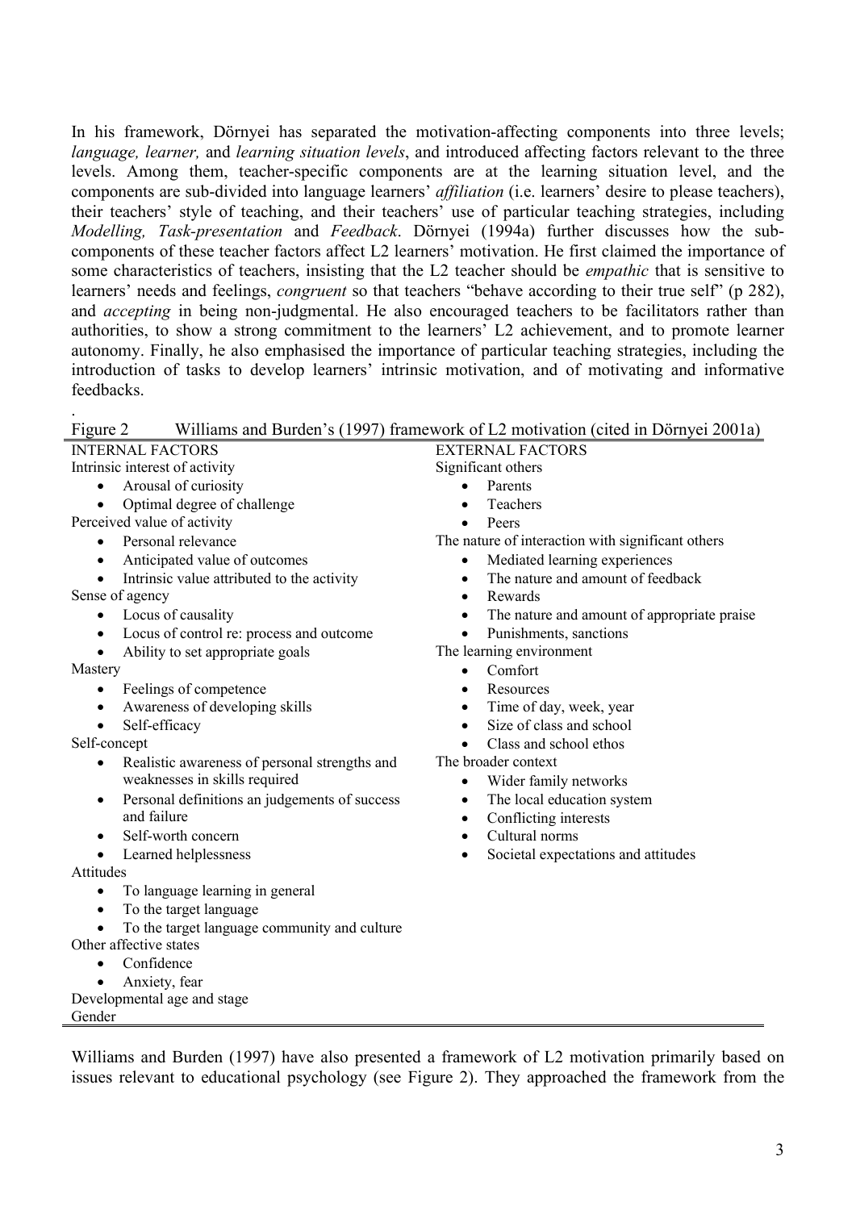In his framework, Dörnyei has separated the motivation-affecting components into three levels; *language, learner,* and *learning situation levels*, and introduced affecting factors relevant to the three levels. Among them, teacher-specific components are at the learning situation level, and the components are sub-divided into language learners' *affiliation* (i.e. learners' desire to please teachers), their teachers' style of teaching, and their teachers' use of particular teaching strategies, including *Modelling, Task-presentation* and *Feedback*. Dörnyei (1994a) further discusses how the sub-components of these teacher factors affect L2 learners' motivation. He first claimed the importance of some characteristics of teachers, insisting that the L2 teacher should be *empathic* that is sensitive to learners' needs and feelings, *congruent* so that teachers "behave according to their true self" (p 282), and *accepting* in being non-judgmental. He also encouraged teachers to be facilitators rather than authorities, to show a strong commitment to the learners' L2 achievement, and to promote learner autonomy. Finally, he also emphasised the importance of particular teaching strategies, including the introduction of tasks to develop learners' intrinsic motivation, and of motivating and informative feedbacks.

.

Figure 2 Williams and Burden's (1997) framework of L2 motivation (cited in Dörnyei 2001a)

| INTERNAL FACTORS | EXTERNAL FACTORS |
|---|---|
| Intrinsic interest of activity<br>• Arousal of curiosity<br>• Optimal degree of challenge<br>Perceived value of activity<br>• Personal relevance<br>• Anticipated value of outcomes<br>• Intrinsic value attributed to the activity<br>Sense of agency<br>• Locus of causality<br>• Locus of control re: process and outcome<br>• Ability to set appropriate goals<br>Mastery<br>• Feelings of competence<br>• Awareness of developing skills<br>• Self-efficacy<br>Self-concept<br>• Realistic awareness of personal strengths and weaknesses in skills required<br>• Personal definitions an judgements of success and failure<br>• Self-worth concern<br>• Learned helplessness<br>Attitudes<br>• To language learning in general<br>• To the target language<br>• To the target language community and culture<br>Other affective states<br>• Confidence<br>• Anxiety, fear<br>Developmental age and stage<br>Gender | Significant others<br>• Parents<br>• Teachers<br>• Peers<br>The nature of interaction with significant others<br>• Mediated learning experiences<br>• The nature and amount of feedback<br>• Rewards<br>• The nature and amount of appropriate praise<br>• Punishments, sanctions<br>The learning environment<br>• Comfort<br>• Resources<br>• Time of day, week, year<br>• Size of class and school<br>• Class and school ethos<br>The broader context<br>• Wider family networks<br>• The local education system<br>• Conflicting interests<br>• Cultural norms<br>• Societal expectations and attitudes |

Williams and Burden (1997) have also presented a framework of L2 motivation primarily based on issues relevant to educational psychology (see Figure 2). They approached the framework from the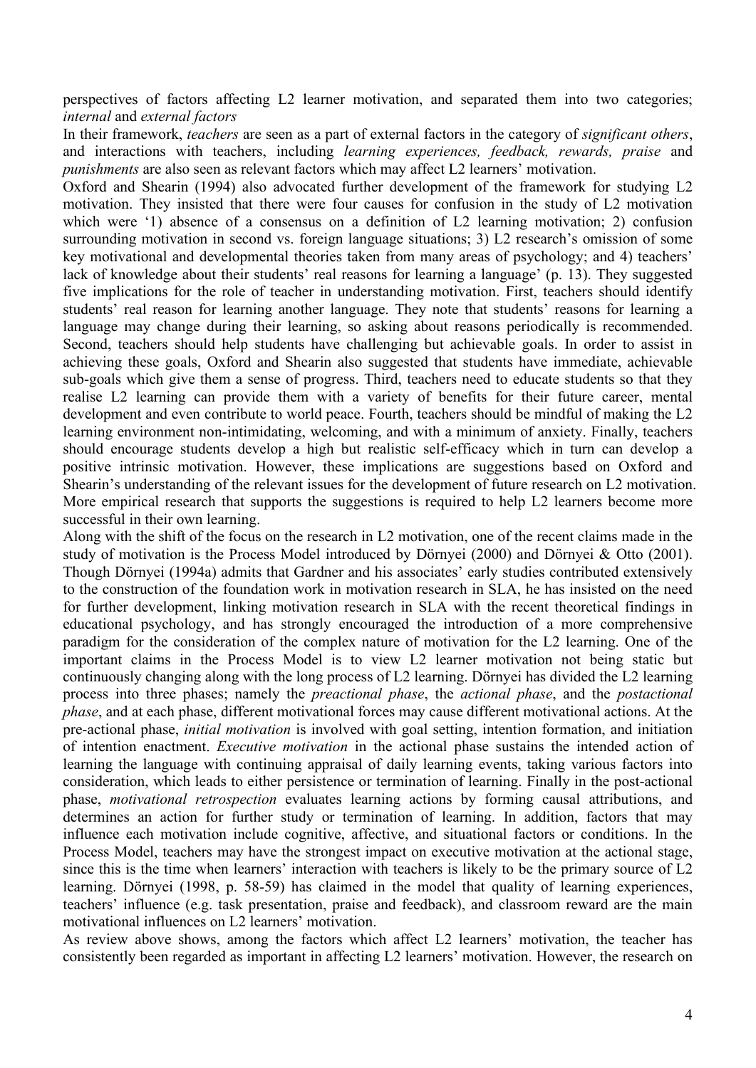perspectives of factors affecting L2 learner motivation, and separated them into two categories; *internal* and *external factors*

In their framework, *teachers* are seen as a part of external factors in the category of *significant others*, and interactions with teachers, including *learning experiences, feedback, rewards, praise* and *punishments* are also seen as relevant factors which may affect L2 learners' motivation.

Oxford and Shearin (1994) also advocated further development of the framework for studying L2 motivation. They insisted that there were four causes for confusion in the study of L2 motivation which were '1) absence of a consensus on a definition of L2 learning motivation; 2) confusion surrounding motivation in second vs. foreign language situations; 3) L2 research's omission of some key motivational and developmental theories taken from many areas of psychology; and 4) teachers' lack of knowledge about their students' real reasons for learning a language' (p. 13). They suggested five implications for the role of teacher in understanding motivation. First, teachers should identify students' real reason for learning another language. They note that students' reasons for learning a language may change during their learning, so asking about reasons periodically is recommended. Second, teachers should help students have challenging but achievable goals. In order to assist in achieving these goals, Oxford and Shearin also suggested that students have immediate, achievable sub-goals which give them a sense of progress. Third, teachers need to educate students so that they realise L2 learning can provide them with a variety of benefits for their future career, mental development and even contribute to world peace. Fourth, teachers should be mindful of making the L2 learning environment non-intimidating, welcoming, and with a minimum of anxiety. Finally, teachers should encourage students develop a high but realistic self-efficacy which in turn can develop a positive intrinsic motivation. However, these implications are suggestions based on Oxford and Shearin's understanding of the relevant issues for the development of future research on L2 motivation. More empirical research that supports the suggestions is required to help L2 learners become more successful in their own learning.

Along with the shift of the focus on the research in L2 motivation, one of the recent claims made in the study of motivation is the Process Model introduced by Dörnyei (2000) and Dörnyei & Otto (2001). Though Dörnyei (1994a) admits that Gardner and his associates' early studies contributed extensively to the construction of the foundation work in motivation research in SLA, he has insisted on the need for further development, linking motivation research in SLA with the recent theoretical findings in educational psychology, and has strongly encouraged the introduction of a more comprehensive paradigm for the consideration of the complex nature of motivation for the L2 learning. One of the important claims in the Process Model is to view L2 learner motivation not being static but continuously changing along with the long process of L2 learning. Dörnyei has divided the L2 learning process into three phases; namely the *preactional phase*, the *actional phase*, and the *postactional phase*, and at each phase, different motivational forces may cause different motivational actions. At the pre-actional phase, *initial motivation* is involved with goal setting, intention formation, and initiation of intention enactment. *Executive motivation* in the actional phase sustains the intended action of learning the language with continuing appraisal of daily learning events, taking various factors into consideration, which leads to either persistence or termination of learning. Finally in the post-actional phase, *motivational retrospection* evaluates learning actions by forming causal attributions, and determines an action for further study or termination of learning. In addition, factors that may influence each motivation include cognitive, affective, and situational factors or conditions. In the Process Model, teachers may have the strongest impact on executive motivation at the actional stage, since this is the time when learners' interaction with teachers is likely to be the primary source of L2 learning. Dörnyei (1998, p. 58-59) has claimed in the model that quality of learning experiences, teachers' influence (e.g. task presentation, praise and feedback), and classroom reward are the main motivational influences on L2 learners' motivation.

As review above shows, among the factors which affect L2 learners' motivation, the teacher has consistently been regarded as important in affecting L2 learners' motivation. However, the research on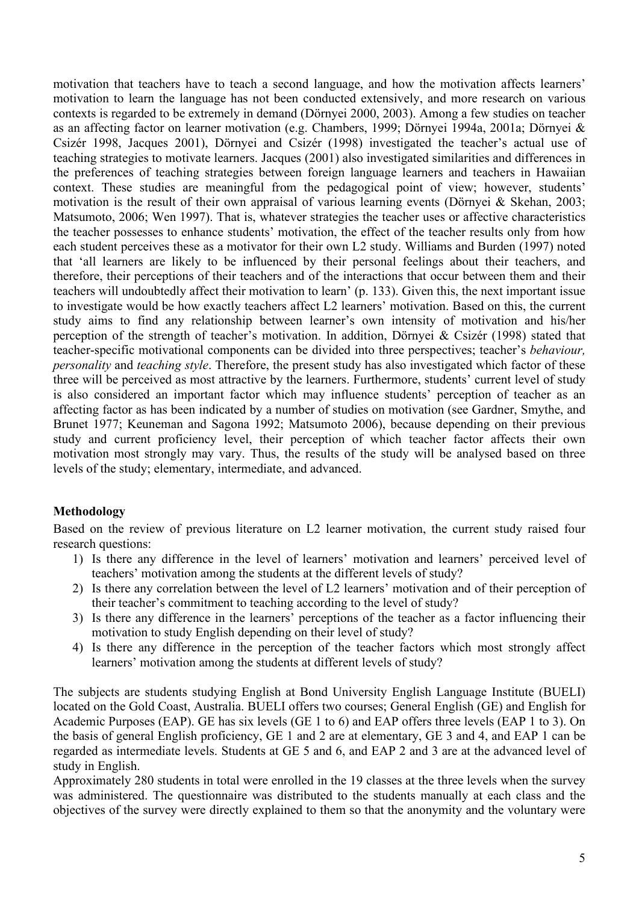motivation that teachers have to teach a second language, and how the motivation affects learners' motivation to learn the language has not been conducted extensively, and more research on various contexts is regarded to be extremely in demand (Dörnyei 2000, 2003). Among a few studies on teacher as an affecting factor on learner motivation (e.g. Chambers, 1999; Dörnyei 1994a, 2001a; Dörnyei & Csizér 1998, Jacques 2001), Dörnyei and Csizér (1998) investigated the teacher's actual use of teaching strategies to motivate learners. Jacques (2001) also investigated similarities and differences in the preferences of teaching strategies between foreign language learners and teachers in Hawaiian context. These studies are meaningful from the pedagogical point of view; however, students' motivation is the result of their own appraisal of various learning events (Dörnyei & Skehan, 2003; Matsumoto, 2006; Wen 1997). That is, whatever strategies the teacher uses or affective characteristics the teacher possesses to enhance students' motivation, the effect of the teacher results only from how each student perceives these as a motivator for their own L2 study. Williams and Burden (1997) noted that 'all learners are likely to be influenced by their personal feelings about their teachers, and therefore, their perceptions of their teachers and of the interactions that occur between them and their teachers will undoubtedly affect their motivation to learn' (p. 133). Given this, the next important issue to investigate would be how exactly teachers affect L2 learners' motivation. Based on this, the current study aims to find any relationship between learner's own intensity of motivation and his/her perception of the strength of teacher's motivation. In addition, Dörnyei & Csizér (1998) stated that teacher-specific motivational components can be divided into three perspectives; teacher's *behaviour, personality* and *teaching style*. Therefore, the present study has also investigated which factor of these three will be perceived as most attractive by the learners. Furthermore, students' current level of study is also considered an important factor which may influence students' perception of teacher as an affecting factor as has been indicated by a number of studies on motivation (see Gardner, Smythe, and Brunet 1977; Keuneman and Sagona 1992; Matsumoto 2006), because depending on their previous study and current proficiency level, their perception of which teacher factor affects their own motivation most strongly may vary. Thus, the results of the study will be analysed based on three levels of the study; elementary, intermediate, and advanced.

## Methodology

Based on the review of previous literature on L2 learner motivation, the current study raised four research questions:

1) Is there any difference in the level of learners' motivation and learners' perceived level of teachers' motivation among the students at the different levels of study?
2) Is there any correlation between the level of L2 learners' motivation and of their perception of their teacher's commitment to teaching according to the level of study?
3) Is there any difference in the learners' perceptions of the teacher as a factor influencing their motivation to study English depending on their level of study?
4) Is there any difference in the perception of the teacher factors which most strongly affect learners' motivation among the students at different levels of study?

The subjects are students studying English at Bond University English Language Institute (BUELI) located on the Gold Coast, Australia. BUELI offers two courses; General English (GE) and English for Academic Purposes (EAP). GE has six levels (GE 1 to 6) and EAP offers three levels (EAP 1 to 3). On the basis of general English proficiency, GE 1 and 2 are at elementary, GE 3 and 4, and EAP 1 can be regarded as intermediate levels. Students at GE 5 and 6, and EAP 2 and 3 are at the advanced level of study in English.

Approximately 280 students in total were enrolled in the 19 classes at the three levels when the survey was administered. The questionnaire was distributed to the students manually at each class and the objectives of the survey were directly explained to them so that the anonymity and the voluntary were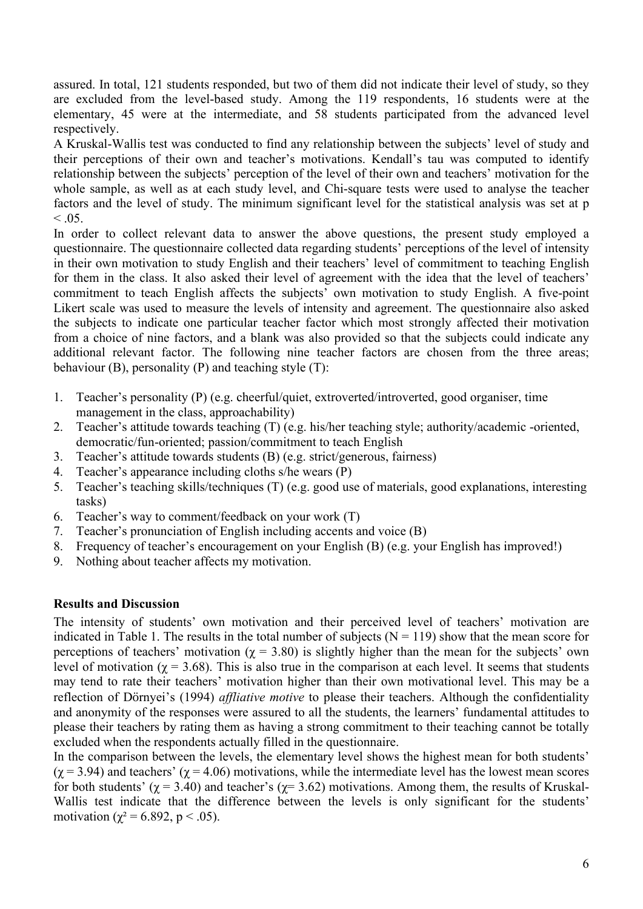assured. In total, 121 students responded, but two of them did not indicate their level of study, so they are excluded from the level-based study. Among the 119 respondents, 16 students were at the elementary, 45 were at the intermediate, and 58 students participated from the advanced level respectively.

A Kruskal-Wallis test was conducted to find any relationship between the subjects' level of study and their perceptions of their own and teacher's motivations. Kendall's tau was computed to identify relationship between the subjects' perception of the level of their own and teachers' motivation for the whole sample, as well as at each study level, and Chi-square tests were used to analyse the teacher factors and the level of study. The minimum significant level for the statistical analysis was set at $p < .05$.

In order to collect relevant data to answer the above questions, the present study employed a questionnaire. The questionnaire collected data regarding students' perceptions of the level of intensity in their own motivation to study English and their teachers' level of commitment to teaching English for them in the class. It also asked their level of agreement with the idea that the level of teachers' commitment to teach English affects the subjects' own motivation to study English. A five-point Likert scale was used to measure the levels of intensity and agreement. The questionnaire also asked the subjects to indicate one particular teacher factor which most strongly affected their motivation from a choice of nine factors, and a blank was also provided so that the subjects could indicate any additional relevant factor. The following nine teacher factors are chosen from the three areas; behaviour (B), personality (P) and teaching style (T):

1. Teacher's personality (P) (e.g. cheerful/quiet, extroverted/introverted, good organiser, time management in the class, approachability)
2. Teacher's attitude towards teaching (T) (e.g. his/her teaching style; authority/academic -oriented, democratic/fun-oriented; passion/commitment to teach English
3. Teacher's attitude towards students (B) (e.g. strict/generous, fairness)
4. Teacher's appearance including cloths s/he wears (P)
5. Teacher's teaching skills/techniques (T) (e.g. good use of materials, good explanations, interesting tasks)
6. Teacher's way to comment/feedback on your work (T)
7. Teacher's pronunciation of English including accents and voice (B)
8. Frequency of teacher's encouragement on your English (B) (e.g. your English has improved!)
9. Nothing about teacher affects my motivation.

**Results and Discussion**

The intensity of students' own motivation and their perceived level of teachers' motivation are indicated in Table 1. The results in the total number of subjects ($N = 119$) show that the mean score for perceptions of teachers' motivation ($\chi = 3.80$) is slightly higher than the mean for the subjects' own level of motivation ($\chi = 3.68$). This is also true in the comparison at each level. It seems that students may tend to rate their teachers' motivation higher than their own motivational level. This may be a reflection of Dörnyei's (1994) *affliative motive* to please their teachers. Although the confidentiality and anonymity of the responses were assured to all the students, the learners' fundamental attitudes to please their teachers by rating them as having a strong commitment to their teaching cannot be totally excluded when the respondents actually filled in the questionnaire.

In the comparison between the levels, the elementary level shows the highest mean for both students' ($\chi = 3.94$) and teachers' ($\chi = 4.06$) motivations, while the intermediate level has the lowest mean scores for both students' ($\chi = 3.40$) and teacher's ($\chi = 3.62$) motivations. Among them, the results of Kruskal-Wallis test indicate that the difference between the levels is only significant for the students' motivation ($\chi^2 = 6.892$, $p < .05$).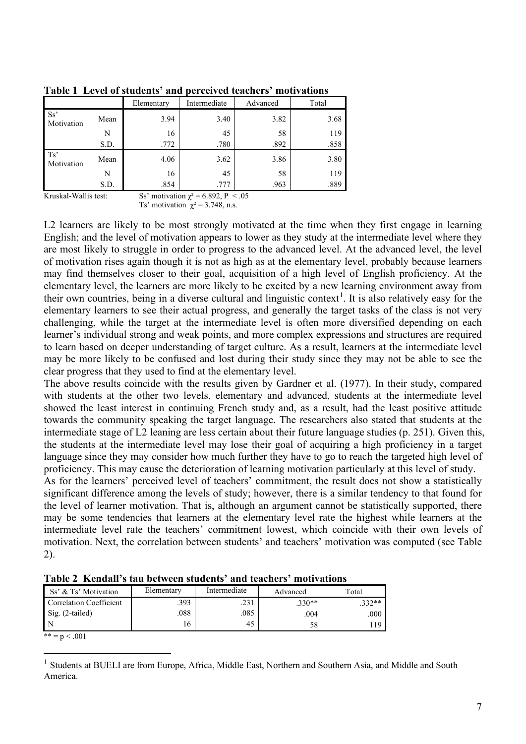**Table 1 Level of students' and perceived teachers' motivations**

| | | Elementary | Intermediate | Advanced | Total |
|---|---|---|---|---|---|
| Ss' Motivation | Mean | 3.94 | 3.40 | 3.82 | 3.68 |
| | N | 16 | 45 | 58 | 119 |
| | S.D. | .772 | .780 | .892 | .858 |
| Ts' Motivation | Mean | 4.06 | 3.62 | 3.86 | 3.80 |
| | N | 16 | 45 | 58 | 119 |
| | S.D. | .854 | .777 | .963 | .889 |

Kruskal-Wallis test: Ss' motivation $\chi^2 = 6.892$, $P < .05$
Ts' motivation $\chi^2 = 3.748$, n.s.

L2 learners are likely to be most strongly motivated at the time when they first engage in learning English; and the level of motivation appears to lower as they study at the intermediate level where they are most likely to struggle in order to progress to the advanced level. At the advanced level, the level of motivation rises again though it is not as high as at the elementary level, probably because learners may find themselves closer to their goal, acquisition of a high level of English proficiency. At the elementary level, the learners are more likely to be excited by a new learning environment away from their own countries, being in a diverse cultural and linguistic context[1]. It is also relatively easy for the elementary learners to see their actual progress, and generally the target tasks of the class is not very challenging, while the target at the intermediate level is often more diversified depending on each learner's individual strong and weak points, and more complex expressions and structures are required to learn based on deeper understanding of target culture. As a result, learners at the intermediate level may be more likely to be confused and lost during their study since they may not be able to see the clear progress that they used to find at the elementary level.

The above results coincide with the results given by Gardner et al. (1977). In their study, compared with students at the other two levels, elementary and advanced, students at the intermediate level showed the least interest in continuing French study and, as a result, had the least positive attitude towards the community speaking the target language. The researchers also stated that students at the intermediate stage of L2 leaning are less certain about their future language studies (p. 251). Given this, the students at the intermediate level may lose their goal of acquiring a high proficiency in a target language since they may consider how much further they have to go to reach the targeted high level of proficiency. This may cause the deterioration of learning motivation particularly at this level of study.

As for the learners' perceived level of teachers' commitment, the result does not show a statistically significant difference among the levels of study; however, there is a similar tendency to that found for the level of learner motivation. That is, although an argument cannot be statistically supported, there may be some tendencies that learners at the elementary level rate the highest while learners at the intermediate level rate the teachers' commitment lowest, which coincide with their own levels of motivation. Next, the correlation between students' and teachers' motivation was computed (see Table 2).

**Table 2 Kendall's tau between students' and teachers' motivations**

| Ss' & Ts' Motivation | Elementary | Intermediate | Advanced | Total |
|---|---|---|---|---|
| Correlation Coefficient | .393 | .231 | .330** | .332** |
| Sig. (2-tailed) | .088 | .085 | .004 | .000 |
| N | 16 | 45 | 58 | 119 |

** = $p < .001$

[1] Students at BUELI are from Europe, Africa, Middle East, Northern and Southern Asia, and Middle and South America.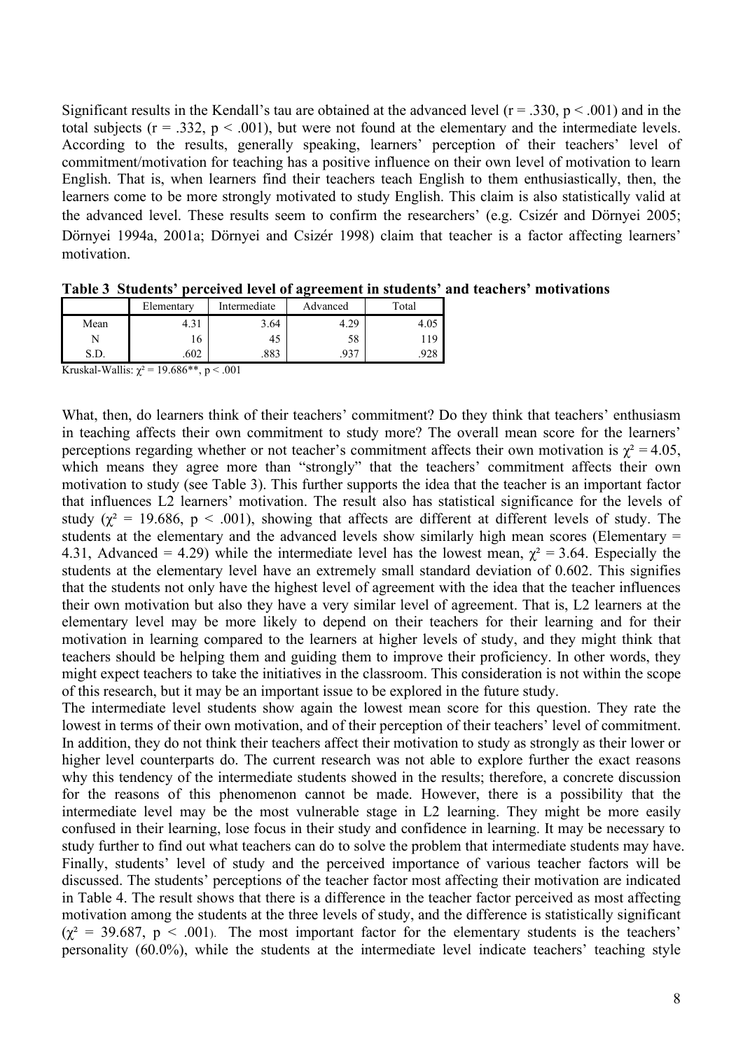Significant results in the Kendall's tau are obtained at the advanced level ($r = .330$, $p < .001$) and in the total subjects ($r = .332$, $p < .001$), but were not found at the elementary and the intermediate levels. According to the results, generally speaking, learners' perception of their teachers' level of commitment/motivation for teaching has a positive influence on their own level of motivation to learn English. That is, when learners find their teachers teach English to them enthusiastically, then, the learners come to be more strongly motivated to study English. This claim is also statistically valid at the advanced level. These results seem to confirm the researchers' (e.g. Csizér and Dörnyei 2005; Dörnyei 1994a, 2001a; Dörnyei and Csizér 1998) claim that teacher is a factor affecting learners' motivation.

**Table 3 Students' perceived level of agreement in students' and teachers' motivations**

| | Elementary | Intermediate | Advanced | Total |
|---|---|---|---|---|
| Mean | 4.31 | 3.64 | 4.29 | 4.05 |
| N | 16 | 45 | 58 | 119 |
| S.D. | .602 | .883 | .937 | .928 |

Kruskal-Wallis: $\chi^2 = 19.686^{**}$, $p < .001$

What, then, do learners think of their teachers' commitment? Do they think that teachers' enthusiasm in teaching affects their own commitment to study more? The overall mean score for the learners' perceptions regarding whether or not teacher's commitment affects their own motivation is $\chi^2 = 4.05$, which means they agree more than "strongly" that the teachers' commitment affects their own motivation to study (see Table 3). This further supports the idea that the teacher is an important factor that influences L2 learners' motivation. The result also has statistical significance for the levels of study ($\chi^2 = 19.686$, $p < .001$), showing that affects are different at different levels of study. The students at the elementary and the advanced levels show similarly high mean scores (Elementary = 4.31, Advanced = 4.29) while the intermediate level has the lowest mean, $\chi^2 = 3.64$. Especially the students at the elementary level have an extremely small standard deviation of 0.602. This signifies that the students not only have the highest level of agreement with the idea that the teacher influences their own motivation but also they have a very similar level of agreement. That is, L2 learners at the elementary level may be more likely to depend on their teachers for their learning and for their motivation in learning compared to the learners at higher levels of study, and they might think that teachers should be helping them and guiding them to improve their proficiency. In other words, they might expect teachers to take the initiatives in the classroom. This consideration is not within the scope of this research, but it may be an important issue to be explored in the future study.

The intermediate level students show again the lowest mean score for this question. They rate the lowest in terms of their own motivation, and of their perception of their teachers' level of commitment. In addition, they do not think their teachers affect their motivation to study as strongly as their lower or higher level counterparts do. The current research was not able to explore further the exact reasons why this tendency of the intermediate students showed in the results; therefore, a concrete discussion for the reasons of this phenomenon cannot be made. However, there is a possibility that the intermediate level may be the most vulnerable stage in L2 learning. They might be more easily confused in their learning, lose focus in their study and confidence in learning. It may be necessary to study further to find out what teachers can do to solve the problem that intermediate students may have.

Finally, students' level of study and the perceived importance of various teacher factors will be discussed. The students' perceptions of the teacher factor most affecting their motivation are indicated in Table 4. The result shows that there is a difference in the teacher factor perceived as most affecting motivation among the students at the three levels of study, and the difference is statistically significant ($\chi^2 = 39.687$, $p < .001$). The most important factor for the elementary students is the teachers' personality (60.0%), while the students at the intermediate level indicate teachers' teaching style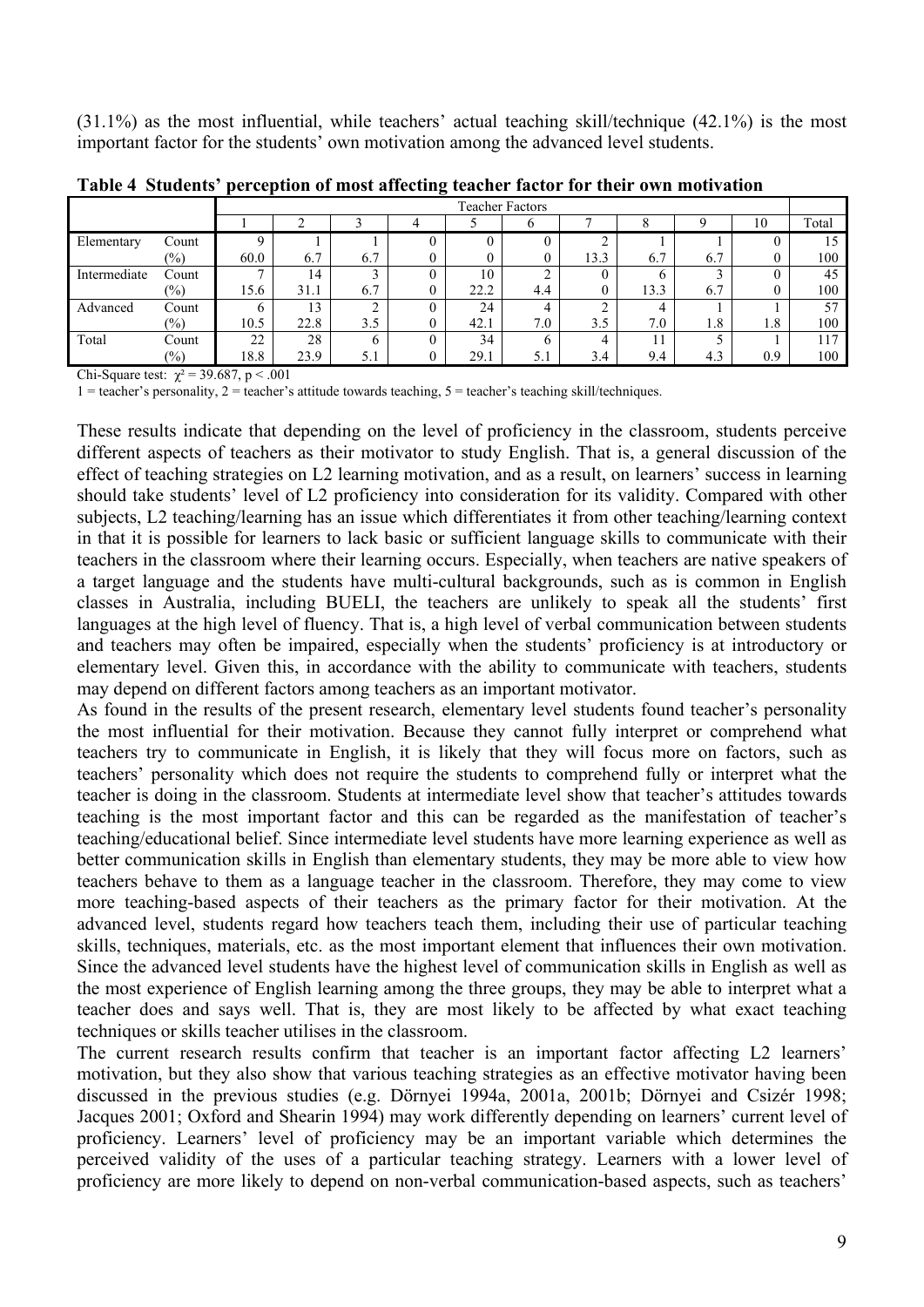(31.1%) as the most influential, while teachers' actual teaching skill/technique (42.1%) is the most important factor for the students' own motivation among the advanced level students.

**Table 4 Students' perception of most affecting teacher factor for their own motivation**

| | | Teacher Factors | | | | | | | | | | |
|---|---|---|---|---|---|---|---|---|---|---|---|---|
| | | 1 | 2 | 3 | 4 | 5 | 6 | 7 | 8 | 9 | 10 | Total |
| Elementary | Count | 9 | 1 | 1 | 0 | 0 | 0 | 2 | 1 | 1 | 0 | 15 |
| | (%) | 60.0 | 6.7 | 6.7 | 0 | 0 | 0 | 13.3 | 6.7 | 6.7 | 0 | 100 |
| Intermediate | Count | 7 | 14 | 3 | 0 | 10 | 2 | 0 | 6 | 3 | 0 | 45 |
| | (%) | 15.6 | 31.1 | 6.7 | 0 | 22.2 | 4.4 | 0 | 13.3 | 6.7 | 0 | 100 |
| Advanced | Count | 6 | 13 | 2 | 0 | 24 | 4 | 2 | 4 | 1 | 1 | 57 |
| | (%) | 10.5 | 22.8 | 3.5 | 0 | 42.1 | 7.0 | 3.5 | 7.0 | 1.8 | 1.8 | 100 |
| Total | Count | 22 | 28 | 6 | 0 | 34 | 6 | 4 | 11 | 5 | 1 | 117 |
| | (%) | 18.8 | 23.9 | 5.1 | 0 | 29.1 | 5.1 | 3.4 | 9.4 | 4.3 | 0.9 | 100 |

Chi-Square test: $\chi^2 = 39.687$, $p < .001$

1 = teacher's personality, 2 = teacher's attitude towards teaching, 5 = teacher's teaching skill/techniques.

These results indicate that depending on the level of proficiency in the classroom, students perceive different aspects of teachers as their motivator to study English. That is, a general discussion of the effect of teaching strategies on L2 learning motivation, and as a result, on learners' success in learning should take students' level of L2 proficiency into consideration for its validity. Compared with other subjects, L2 teaching/learning has an issue which differentiates it from other teaching/learning context in that it is possible for learners to lack basic or sufficient language skills to communicate with their teachers in the classroom where their learning occurs. Especially, when teachers are native speakers of a target language and the students have multi-cultural backgrounds, such as is common in English classes in Australia, including BUELI, the teachers are unlikely to speak all the students' first languages at the high level of fluency. That is, a high level of verbal communication between students and teachers may often be impaired, especially when the students' proficiency is at introductory or elementary level. Given this, in accordance with the ability to communicate with teachers, students may depend on different factors among teachers as an important motivator.

As found in the results of the present research, elementary level students found teacher's personality the most influential for their motivation. Because they cannot fully interpret or comprehend what teachers try to communicate in English, it is likely that they will focus more on factors, such as teachers' personality which does not require the students to comprehend fully or interpret what the teacher is doing in the classroom. Students at intermediate level show that teacher's attitudes towards teaching is the most important factor and this can be regarded as the manifestation of teacher's teaching/educational belief. Since intermediate level students have more learning experience as well as better communication skills in English than elementary students, they may be more able to view how teachers behave to them as a language teacher in the classroom. Therefore, they may come to view more teaching-based aspects of their teachers as the primary factor for their motivation. At the advanced level, students regard how teachers teach them, including their use of particular teaching skills, techniques, materials, etc. as the most important element that influences their own motivation. Since the advanced level students have the highest level of communication skills in English as well as the most experience of English learning among the three groups, they may be able to interpret what a teacher does and says well. That is, they are most likely to be affected by what exact teaching techniques or skills teacher utilises in the classroom.

The current research results confirm that teacher is an important factor affecting L2 learners' motivation, but they also show that various teaching strategies as an effective motivator having been discussed in the previous studies (e.g. Dörnyei 1994a, 2001a, 2001b; Dörnyei and Csizér 1998; Jacques 2001; Oxford and Shearin 1994) may work differently depending on learners' current level of proficiency. Learners' level of proficiency may be an important variable which determines the perceived validity of the uses of a particular teaching strategy. Learners with a lower level of proficiency are more likely to depend on non-verbal communication-based aspects, such as teachers'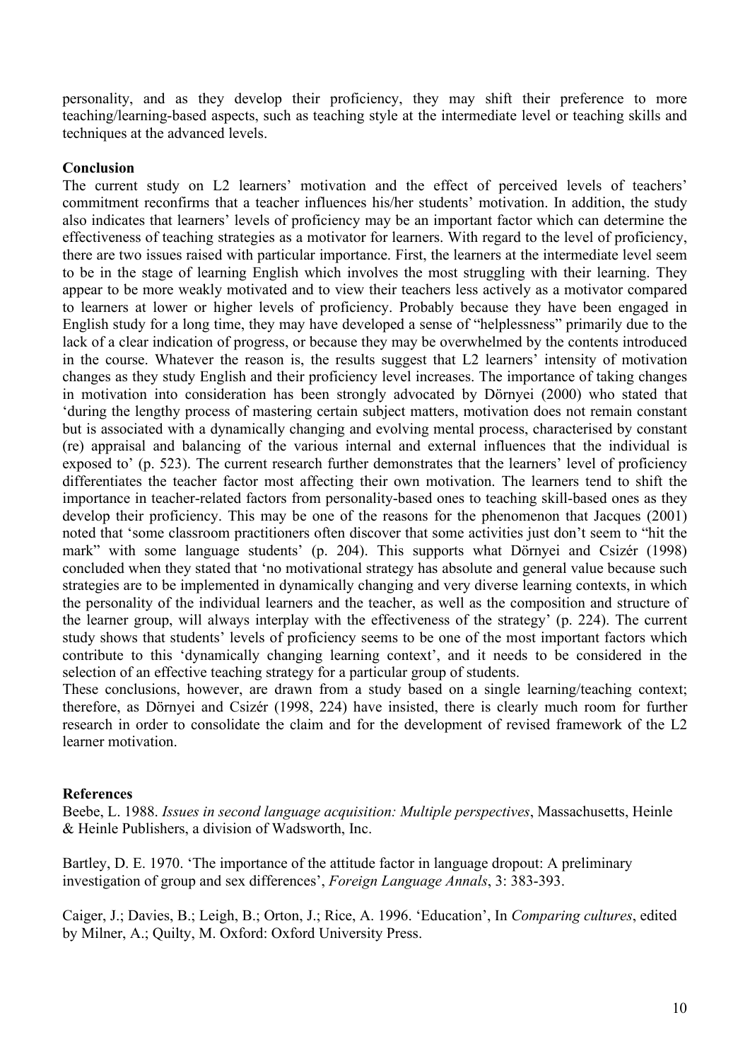personality, and as they develop their proficiency, they may shift their preference to more teaching/learning-based aspects, such as teaching style at the intermediate level or teaching skills and techniques at the advanced levels.

## Conclusion

The current study on L2 learners' motivation and the effect of perceived levels of teachers' commitment reconfirms that a teacher influences his/her students' motivation. In addition, the study also indicates that learners' levels of proficiency may be an important factor which can determine the effectiveness of teaching strategies as a motivator for learners. With regard to the level of proficiency, there are two issues raised with particular importance. First, the learners at the intermediate level seem to be in the stage of learning English which involves the most struggling with their learning. They appear to be more weakly motivated and to view their teachers less actively as a motivator compared to learners at lower or higher levels of proficiency. Probably because they have been engaged in English study for a long time, they may have developed a sense of "helplessness" primarily due to the lack of a clear indication of progress, or because they may be overwhelmed by the contents introduced in the course. Whatever the reason is, the results suggest that L2 learners' intensity of motivation changes as they study English and their proficiency level increases. The importance of taking changes in motivation into consideration has been strongly advocated by Dörnyei (2000) who stated that 'during the lengthy process of mastering certain subject matters, motivation does not remain constant but is associated with a dynamically changing and evolving mental process, characterised by constant (re) appraisal and balancing of the various internal and external influences that the individual is exposed to' (p. 523). The current research further demonstrates that the learners' level of proficiency differentiates the teacher factor most affecting their own motivation. The learners tend to shift the importance in teacher-related factors from personality-based ones to teaching skill-based ones as they develop their proficiency. This may be one of the reasons for the phenomenon that Jacques (2001) noted that 'some classroom practitioners often discover that some activities just don't seem to "hit the mark" with some language students' (p. 204). This supports what Dörnyei and Csizér (1998) concluded when they stated that 'no motivational strategy has absolute and general value because such strategies are to be implemented in dynamically changing and very diverse learning contexts, in which the personality of the individual learners and the teacher, as well as the composition and structure of the learner group, will always interplay with the effectiveness of the strategy' (p. 224). The current study shows that students' levels of proficiency seems to be one of the most important factors which contribute to this 'dynamically changing learning context', and it needs to be considered in the selection of an effective teaching strategy for a particular group of students.

These conclusions, however, are drawn from a study based on a single learning/teaching context; therefore, as Dörnyei and Csizér (1998, 224) have insisted, there is clearly much room for further research in order to consolidate the claim and for the development of revised framework of the L2 learner motivation.

## References

Beebe, L. 1988. *Issues in second language acquisition: Multiple perspectives*, Massachusetts, Heinle & Heinle Publishers, a division of Wadsworth, Inc.

Bartley, D. E. 1970. 'The importance of the attitude factor in language dropout: A preliminary investigation of group and sex differences', *Foreign Language Annals*, 3: 383-393.

Caiger, J.; Davies, B.; Leigh, B.; Orton, J.; Rice, A. 1996. 'Education', In *Comparing cultures*, edited by Milner, A.; Quilty, M. Oxford: Oxford University Press.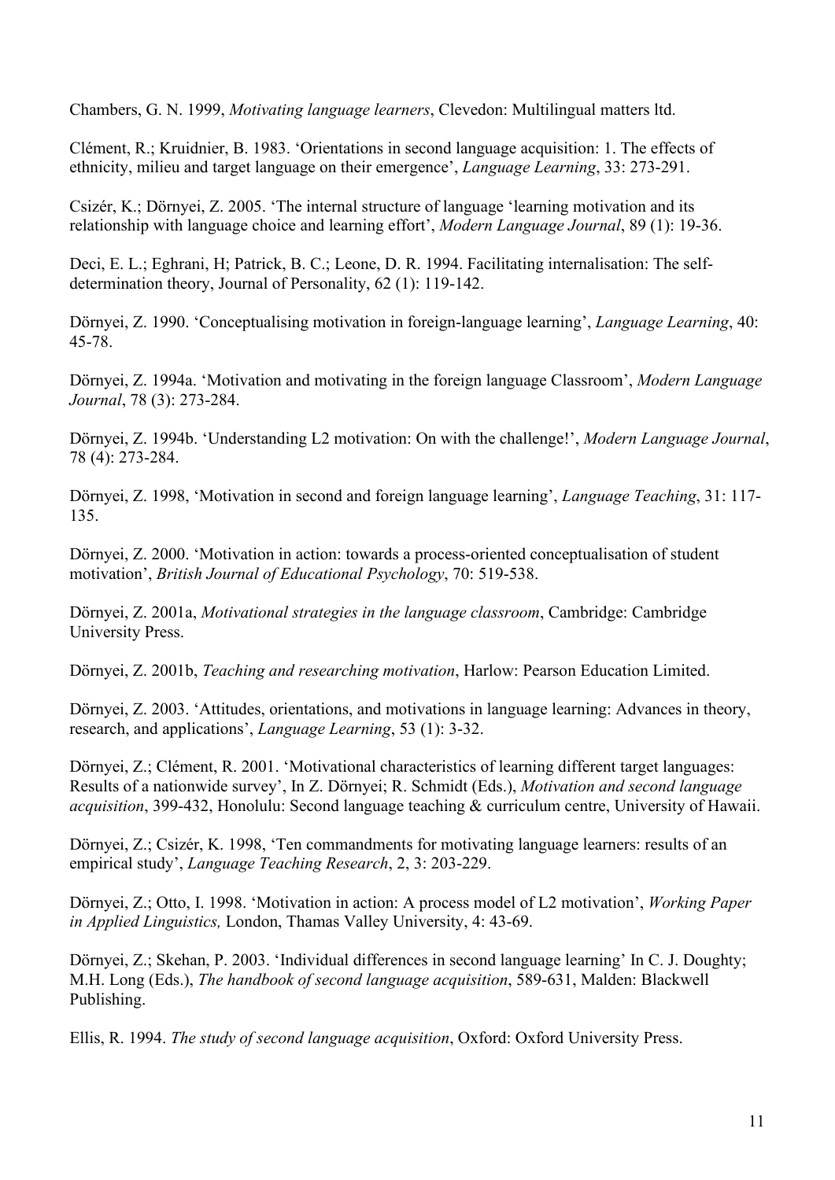Chambers, G. N. 1999, *Motivating language learners*, Clevedon: Multilingual matters ltd.

Clément, R.; Kruidnier, B. 1983. 'Orientations in second language acquisition: 1. The effects of ethnicity, milieu and target language on their emergence', *Language Learning*, 33: 273-291.

Csizér, K.; Dörnyei, Z. 2005. 'The internal structure of language 'learning motivation and its relationship with language choice and learning effort', *Modern Language Journal*, 89 (1): 19-36.

Deci, E. L.; Eghrani, H; Patrick, B. C.; Leone, D. R. 1994. Facilitating internalisation: The self-determination theory, Journal of Personality, 62 (1): 119-142.

Dörnyei, Z. 1990. 'Conceptualising motivation in foreign-language learning', *Language Learning*, 40: 45-78.

Dörnyei, Z. 1994a. 'Motivation and motivating in the foreign language Classroom', *Modern Language Journal*, 78 (3): 273-284.

Dörnyei, Z. 1994b. 'Understanding L2 motivation: On with the challenge!', *Modern Language Journal*, 78 (4): 273-284.

Dörnyei, Z. 1998, 'Motivation in second and foreign language learning', *Language Teaching*, 31: 117-135.

Dörnyei, Z. 2000. 'Motivation in action: towards a process-oriented conceptualisation of student motivation', *British Journal of Educational Psychology*, 70: 519-538.

Dörnyei, Z. 2001a, *Motivational strategies in the language classroom*, Cambridge: Cambridge University Press.

Dörnyei, Z. 2001b, *Teaching and researching motivation*, Harlow: Pearson Education Limited.

Dörnyei, Z. 2003. 'Attitudes, orientations, and motivations in language learning: Advances in theory, research, and applications', *Language Learning*, 53 (1): 3-32.

Dörnyei, Z.; Clément, R. 2001. 'Motivational characteristics of learning different target languages: Results of a nationwide survey', In Z. Dörnyei; R. Schmidt (Eds.), *Motivation and second language acquisition*, 399-432, Honolulu: Second language teaching & curriculum centre, University of Hawaii.

Dörnyei, Z.; Csizér, K. 1998, 'Ten commandments for motivating language learners: results of an empirical study', *Language Teaching Research*, 2, 3: 203-229.

Dörnyei, Z.; Otto, I. 1998. 'Motivation in action: A process model of L2 motivation', *Working Paper in Applied Linguistics,* London, Thamas Valley University, 4: 43-69.

Dörnyei, Z.; Skehan, P. 2003. 'Individual differences in second language learning' In C. J. Doughty; M.H. Long (Eds.), *The handbook of second language acquisition*, 589-631, Malden: Blackwell Publishing.

Ellis, R. 1994. *The study of second language acquisition*, Oxford: Oxford University Press.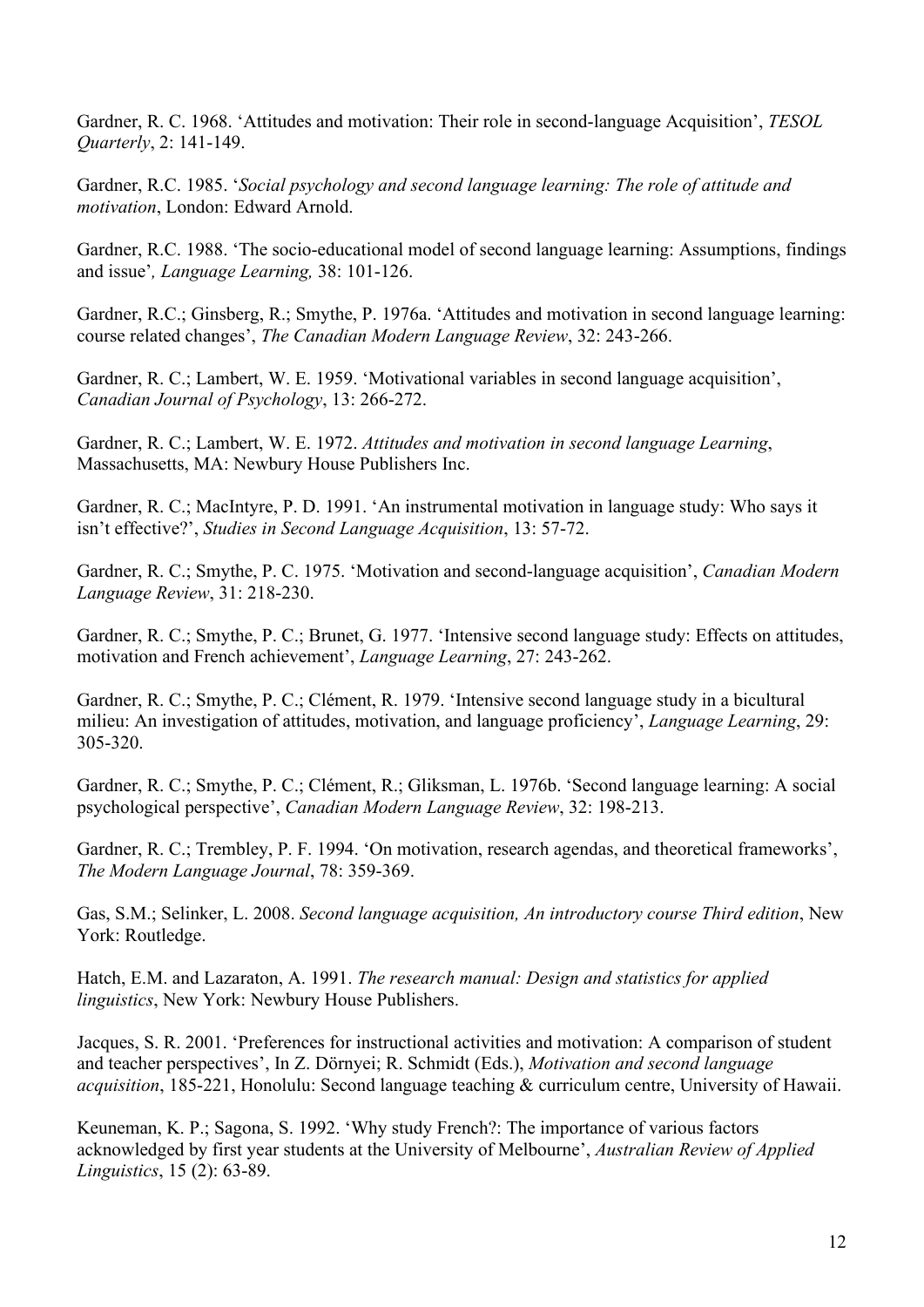Gardner, R. C. 1968. 'Attitudes and motivation: Their role in second-language Acquisition', *TESOL Quarterly*, 2: 141-149.

Gardner, R.C. 1985. '*Social psychology and second language learning: The role of attitude and motivation*, London: Edward Arnold.

Gardner, R.C. 1988. 'The socio-educational model of second language learning: Assumptions, findings and issue'*, Language Learning,* 38: 101-126.

Gardner, R.C.; Ginsberg, R.; Smythe, P. 1976a. 'Attitudes and motivation in second language learning: course related changes', *The Canadian Modern Language Review*, 32: 243-266.

Gardner, R. C.; Lambert, W. E. 1959. 'Motivational variables in second language acquisition', *Canadian Journal of Psychology*, 13: 266-272.

Gardner, R. C.; Lambert, W. E. 1972. *Attitudes and motivation in second language Learning*, Massachusetts, MA: Newbury House Publishers Inc.

Gardner, R. C.; MacIntyre, P. D. 1991. 'An instrumental motivation in language study: Who says it isn't effective?', *Studies in Second Language Acquisition*, 13: 57-72.

Gardner, R. C.; Smythe, P. C. 1975. 'Motivation and second-language acquisition', *Canadian Modern Language Review*, 31: 218-230.

Gardner, R. C.; Smythe, P. C.; Brunet, G. 1977. 'Intensive second language study: Effects on attitudes, motivation and French achievement', *Language Learning*, 27: 243-262.

Gardner, R. C.; Smythe, P. C.; Clément, R. 1979. 'Intensive second language study in a bicultural milieu: An investigation of attitudes, motivation, and language proficiency', *Language Learning*, 29: 305-320.

Gardner, R. C.; Smythe, P. C.; Clément, R.; Gliksman, L. 1976b. 'Second language learning: A social psychological perspective', *Canadian Modern Language Review*, 32: 198-213.

Gardner, R. C.; Trembley, P. F. 1994. 'On motivation, research agendas, and theoretical frameworks', *The Modern Language Journal*, 78: 359-369.

Gas, S.M.; Selinker, L. 2008. *Second language acquisition, An introductory course Third edition*, New York: Routledge.

Hatch, E.M. and Lazaraton, A. 1991. *The research manual: Design and statistics for applied linguistics*, New York: Newbury House Publishers.

Jacques, S. R. 2001. 'Preferences for instructional activities and motivation: A comparison of student and teacher perspectives', In Z. Dörnyei; R. Schmidt (Eds.), *Motivation and second language acquisition*, 185-221, Honolulu: Second language teaching & curriculum centre, University of Hawaii.

Keuneman, K. P.; Sagona, S. 1992. 'Why study French?: The importance of various factors acknowledged by first year students at the University of Melbourne', *Australian Review of Applied Linguistics*, 15 (2): 63-89.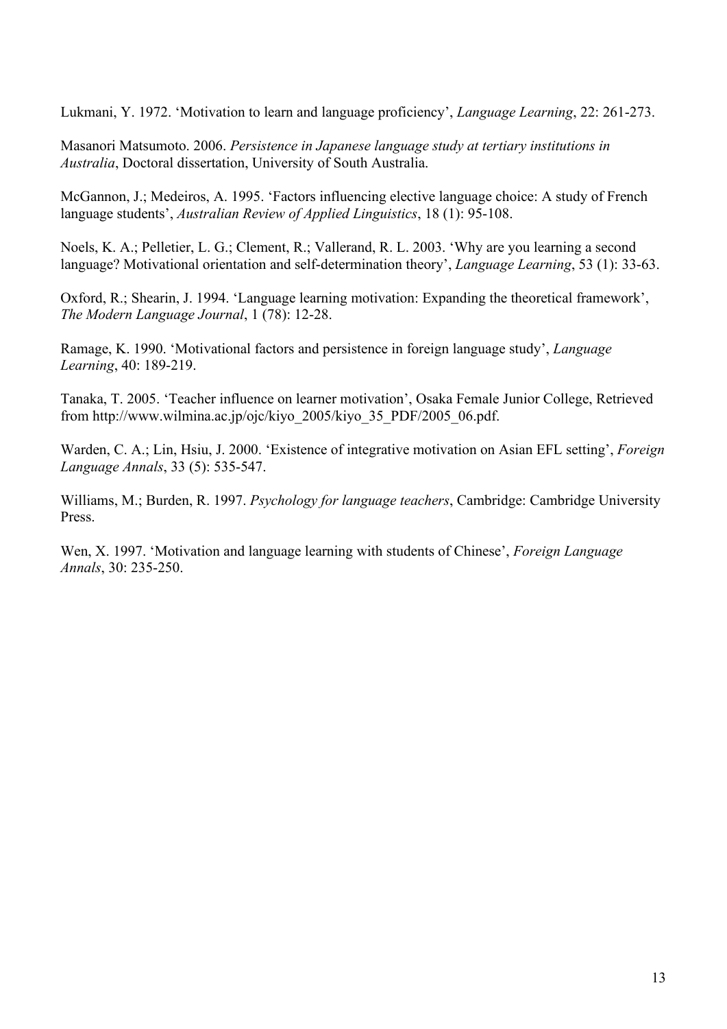Lukmani, Y. 1972. 'Motivation to learn and language proficiency', *Language Learning*, 22: 261-273.

Masanori Matsumoto. 2006. *Persistence in Japanese language study at tertiary institutions in Australia*, Doctoral dissertation, University of South Australia.

McGannon, J.; Medeiros, A. 1995. 'Factors influencing elective language choice: A study of French language students', *Australian Review of Applied Linguistics*, 18 (1): 95-108.

Noels, K. A.; Pelletier, L. G.; Clement, R.; Vallerand, R. L. 2003. 'Why are you learning a second language? Motivational orientation and self-determination theory', *Language Learning*, 53 (1): 33-63.

Oxford, R.; Shearin, J. 1994. 'Language learning motivation: Expanding the theoretical framework', *The Modern Language Journal*, 1 (78): 12-28.

Ramage, K. 1990. 'Motivational factors and persistence in foreign language study', *Language Learning*, 40: 189-219.

Tanaka, T. 2005. 'Teacher influence on learner motivation', Osaka Female Junior College, Retrieved from http://www.wilmina.ac.jp/ojc/kiyo_2005/kiyo_35_PDF/2005_06.pdf.

Warden, C. A.; Lin, Hsiu, J. 2000. 'Existence of integrative motivation on Asian EFL setting', *Foreign Language Annals*, 33 (5): 535-547.

Williams, M.; Burden, R. 1997. *Psychology for language teachers*, Cambridge: Cambridge University Press.

Wen, X. 1997. 'Motivation and language learning with students of Chinese', *Foreign Language Annals*, 30: 235-250.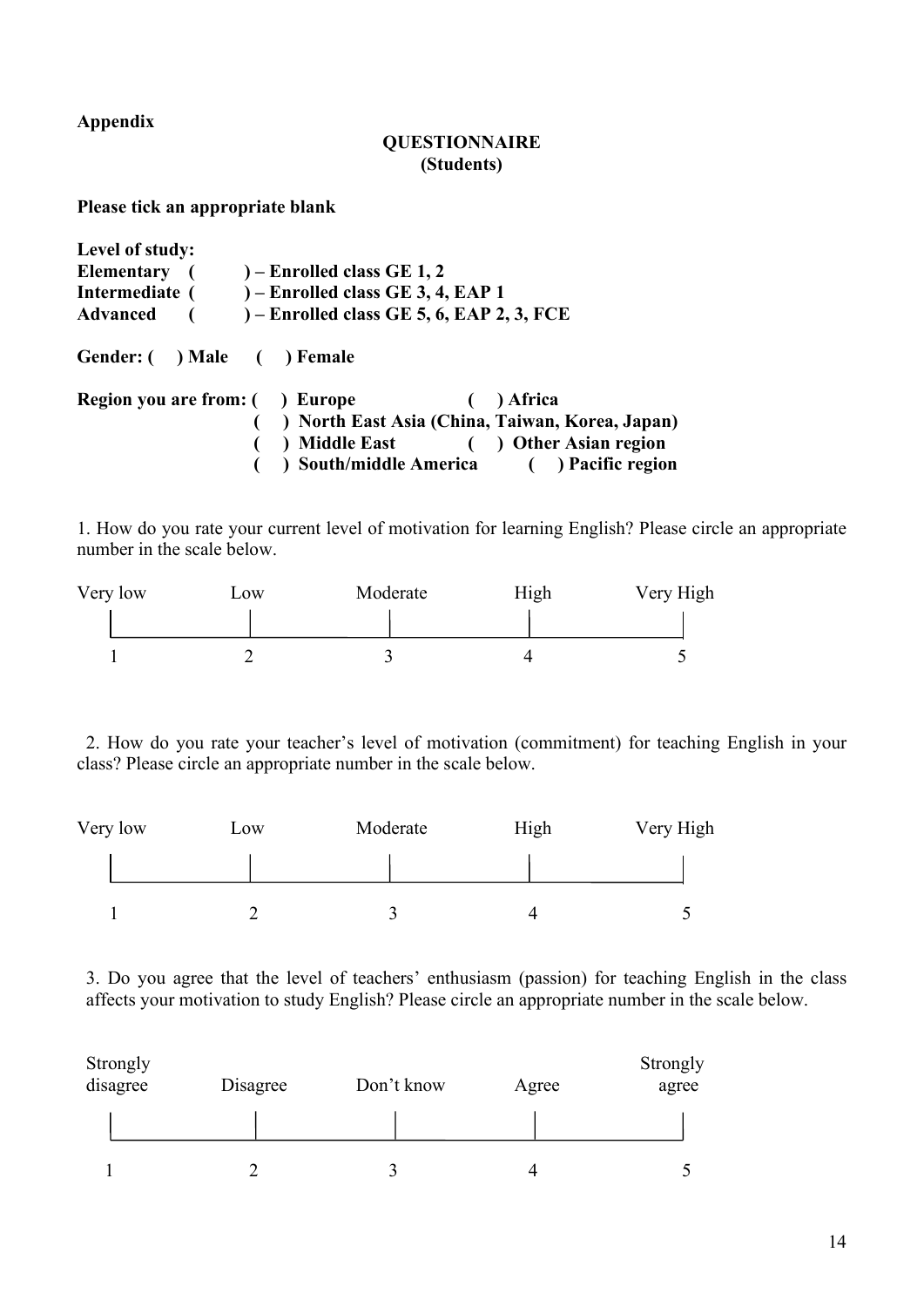**Appendix**

**QUESTIONNAIRE**
**(Students)**

**Please tick an appropriate blank**

**Level of study:**
**Elementary ( ) – Enrolled class GE 1, 2**
**Intermediate ( ) – Enrolled class GE 3, 4, EAP 1**
**Advanced ( ) – Enrolled class GE 5, 6, EAP 2, 3, FCE**

**Gender: ( ) Male ( ) Female**

**Region you are from: ( ) Europe ( ) Africa**
**( ) North East Asia (China, Taiwan, Korea, Japan)**
**( ) Middle East ( ) Other Asian region**
**( ) South/middle America ( ) Pacific region**

1. How do you rate your current level of motivation for learning English? Please circle an appropriate number in the scale below.

| Very low | Low | Moderate | High | Very High |
|---|---|---|---|---|
| 1 | 2 | 3 | 4 | 5 |

2. How do you rate your teacher's level of motivation (commitment) for teaching English in your class? Please circle an appropriate number in the scale below.

| Very low | Low | Moderate | High | Very High |
|---|---|---|---|---|
| 1 | 2 | 3 | 4 | 5 |

3. Do you agree that the level of teachers' enthusiasm (passion) for teaching English in the class affects your motivation to study English? Please circle an appropriate number in the scale below.

| Strongly disagree | Disagree | Don't know | Agree | Strongly agree |
|---|---|---|---|---|
| 1 | 2 | 3 | 4 | 5 |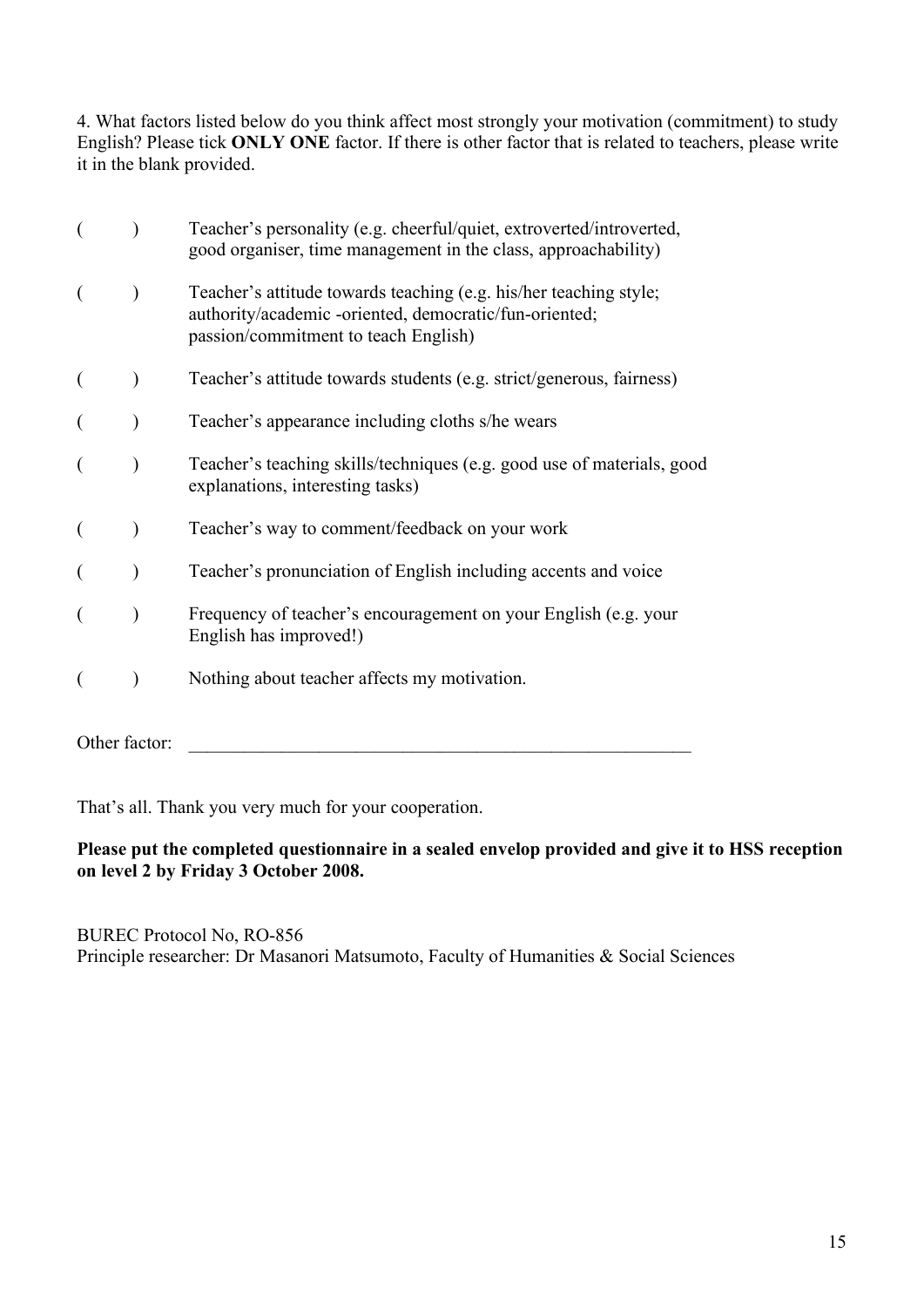4. What factors listed below do you think affect most strongly your motivation (commitment) to study English? Please tick **ONLY ONE** factor. If there is other factor that is related to teachers, please write it in the blank provided.

( ) Teacher's personality (e.g. cheerful/quiet, extroverted/introverted, good organiser, time management in the class, approachability)

( ) Teacher's attitude towards teaching (e.g. his/her teaching style; authority/academic -oriented, democratic/fun-oriented; passion/commitment to teach English)

( ) Teacher's attitude towards students (e.g. strict/generous, fairness)

( ) Teacher's appearance including cloths s/he wears

( ) Teacher's teaching skills/techniques (e.g. good use of materials, good explanations, interesting tasks)

( ) Teacher's way to comment/feedback on your work

( ) Teacher's pronunciation of English including accents and voice

( ) Frequency of teacher's encouragement on your English (e.g. your English has improved!)

( ) Nothing about teacher affects my motivation.

Other factor: _______________________________________________________

That's all. Thank you very much for your cooperation.

**Please put the completed questionnaire in a sealed envelop provided and give it to HSS reception on level 2 by Friday 3 October 2008.**

BUREC Protocol No, RO-856
Principle researcher: Dr Masanori Matsumoto, Faculty of Humanities & Social Sciences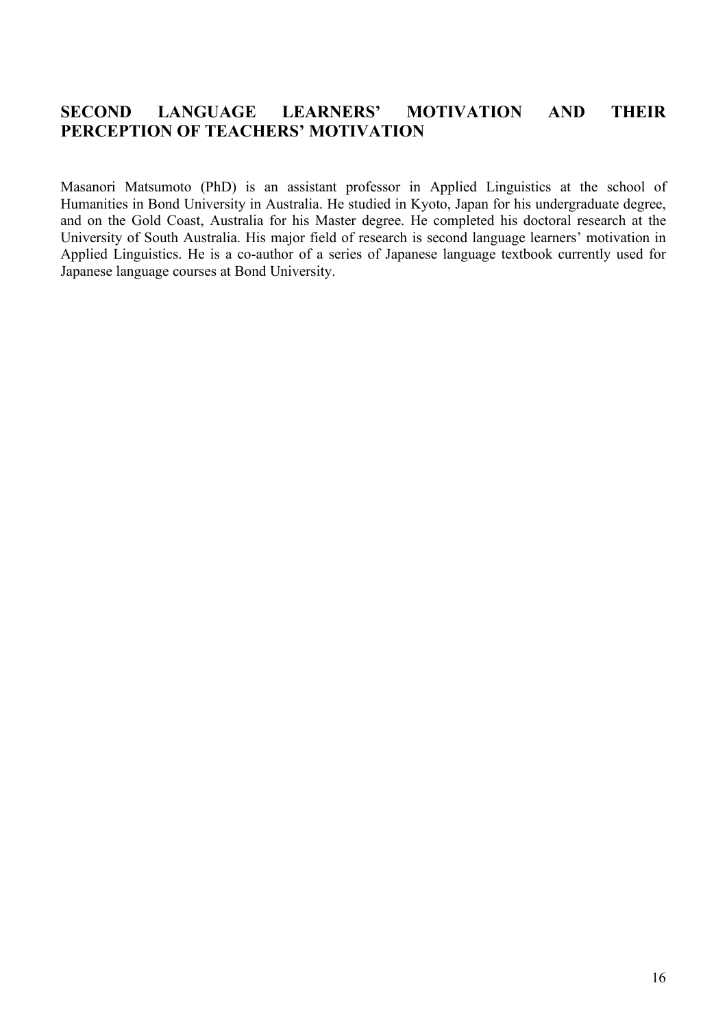## SECOND LANGUAGE LEARNERS' MOTIVATION AND THEIR PERCEPTION OF TEACHERS' MOTIVATION

Masanori Matsumoto (PhD) is an assistant professor in Applied Linguistics at the school of Humanities in Bond University in Australia. He studied in Kyoto, Japan for his undergraduate degree, and on the Gold Coast, Australia for his Master degree. He completed his doctoral research at the University of South Australia. His major field of research is second language learners' motivation in Applied Linguistics. He is a co-author of a series of Japanese language textbook currently used for Japanese language courses at Bond University.